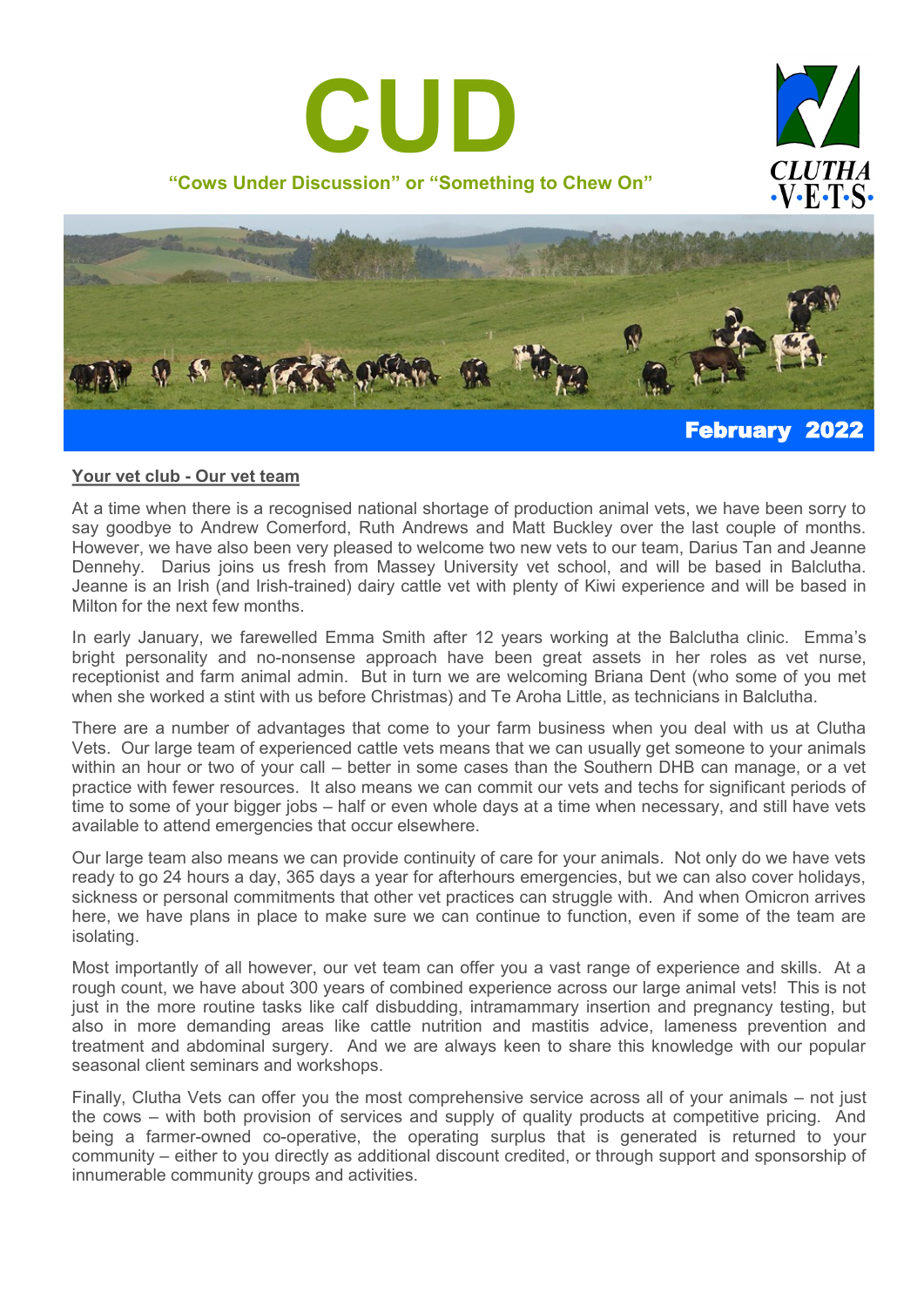# CUD

**"Cows Under Discussion" or "Something to Chew On"**

CLUTHA VETS

**February 2022**

## Your vet club - Our vet team

At a time when there is a recognised national shortage of production animal vets, we have been sorry to say goodbye to Andrew Comerford, Ruth Andrews and Matt Buckley over the last couple of months. However, we have also been very pleased to welcome two new vets to our team, Darius Tan and Jeanne Dennehy. Darius joins us fresh from Massey University vet school, and will be based in Balclutha. Jeanne is an Irish (and Irish-trained) dairy cattle vet with plenty of Kiwi experience and will be based in Milton for the next few months.

In early January, we farewelled Emma Smith after 12 years working at the Balclutha clinic. Emma's bright personality and no-nonsense approach have been great assets in her roles as vet nurse, receptionist and farm animal admin. But in turn we are welcoming Briana Dent (who some of you met when she worked a stint with us before Christmas) and Te Aroha Little, as technicians in Balclutha.

There are a number of advantages that come to your farm business when you deal with us at Clutha Vets. Our large team of experienced cattle vets means that we can usually get someone to your animals within an hour or two of your call – better in some cases than the Southern DHB can manage, or a vet practice with fewer resources. It also means we can commit our vets and techs for significant periods of time to some of your bigger jobs – half or even whole days at a time when necessary, and still have vets available to attend emergencies that occur elsewhere.

Our large team also means we can provide continuity of care for your animals. Not only do we have vets ready to go 24 hours a day, 365 days a year for afterhours emergencies, but we can also cover holidays, sickness or personal commitments that other vet practices can struggle with. And when Omicron arrives here, we have plans in place to make sure we can continue to function, even if some of the team are isolating.

Most importantly of all however, our vet team can offer you a vast range of experience and skills. At a rough count, we have about 300 years of combined experience across our large animal vets! This is not just in the more routine tasks like calf disbudding, intramammary insertion and pregnancy testing, but also in more demanding areas like cattle nutrition and mastitis advice, lameness prevention and treatment and abdominal surgery. And we are always keen to share this knowledge with our popular seasonal client seminars and workshops.

Finally, Clutha Vets can offer you the most comprehensive service across all of your animals – not just the cows – with both provision of services and supply of quality products at competitive pricing. And being a farmer-owned co-operative, the operating surplus that is generated is returned to your community – either to you directly as additional discount credited, or through support and sponsorship of innumerable community groups and activities.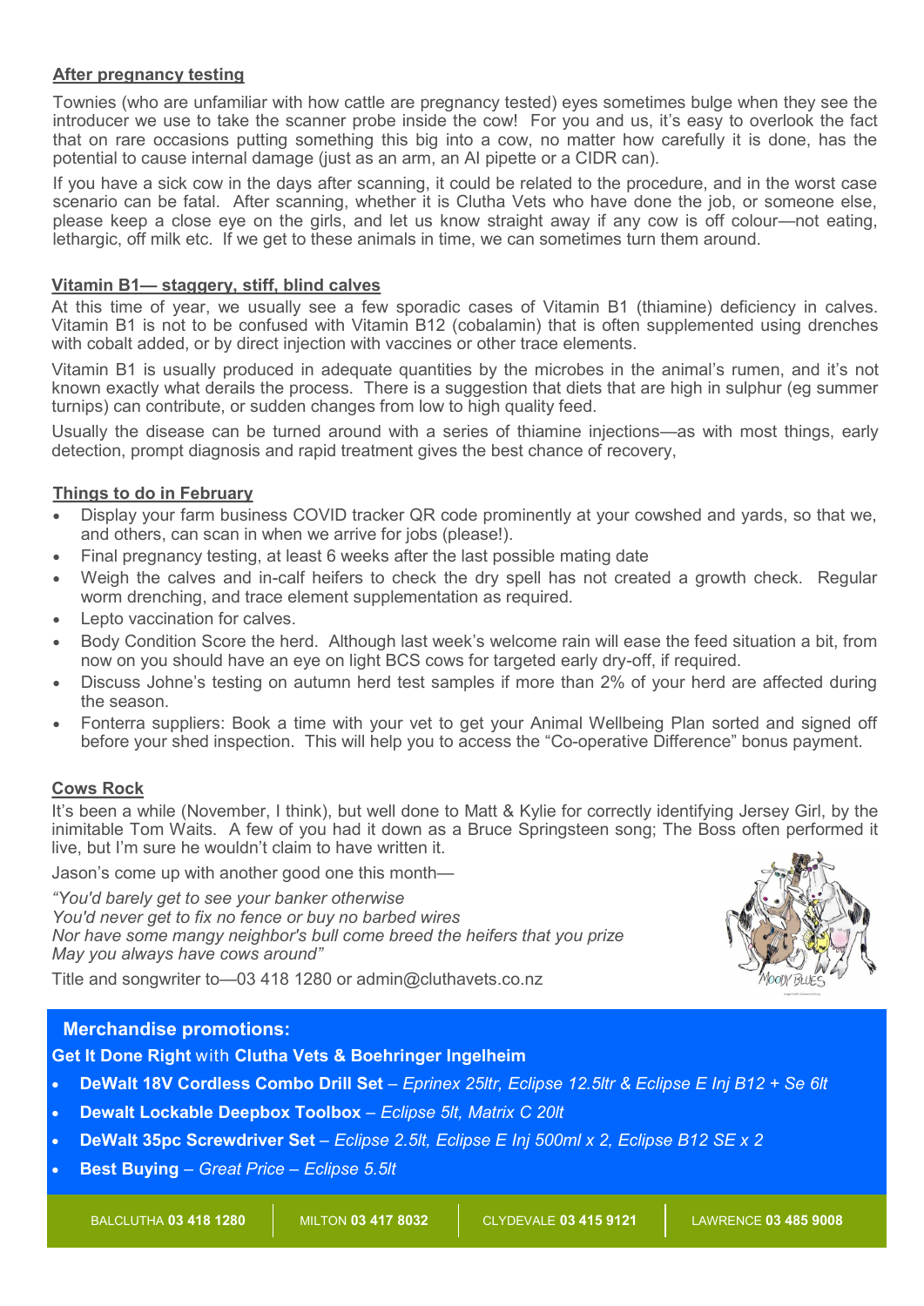## After pregnancy testing

Townies (who are unfamiliar with how cattle are pregnancy tested) eyes sometimes bulge when they see the introducer we use to take the scanner probe inside the cow! For you and us, it's easy to overlook the fact that on rare occasions putting something this big into a cow, no matter how carefully it is done, has the potential to cause internal damage (just as an arm, an AI pipette or a CIDR can).

If you have a sick cow in the days after scanning, it could be related to the procedure, and in the worst case scenario can be fatal. After scanning, whether it is Clutha Vets who have done the job, or someone else, please keep a close eye on the girls, and let us know straight away if any cow is off colour—not eating, lethargic, off milk etc. If we get to these animals in time, we can sometimes turn them around.

## Vitamin B1— staggery, stiff, blind calves

At this time of year, we usually see a few sporadic cases of Vitamin B1 (thiamine) deficiency in calves. Vitamin B1 is not to be confused with Vitamin B12 (cobalamin) that is often supplemented using drenches with cobalt added, or by direct injection with vaccines or other trace elements.

Vitamin B1 is usually produced in adequate quantities by the microbes in the animal's rumen, and it's not known exactly what derails the process. There is a suggestion that diets that are high in sulphur (eg summer turnips) can contribute, or sudden changes from low to high quality feed.

Usually the disease can be turned around with a series of thiamine injections—as with most things, early detection, prompt diagnosis and rapid treatment gives the best chance of recovery,

## Things to do in February

- Display your farm business COVID tracker QR code prominently at your cowshed and yards, so that we, and others, can scan in when we arrive for jobs (please!).
- Final pregnancy testing, at least 6 weeks after the last possible mating date
- Weigh the calves and in-calf heifers to check the dry spell has not created a growth check. Regular worm drenching, and trace element supplementation as required.
- Lepto vaccination for calves.
- Body Condition Score the herd. Although last week's welcome rain will ease the feed situation a bit, from now on you should have an eye on light BCS cows for targeted early dry-off, if required.
- Discuss Johne's testing on autumn herd test samples if more than 2% of your herd are affected during the season.
- Fonterra suppliers: Book a time with your vet to get your Animal Wellbeing Plan sorted and signed off before your shed inspection. This will help you to access the "Co-operative Difference" bonus payment.

## Cows Rock

It's been a while (November, I think), but well done to Matt & Kylie for correctly identifying Jersey Girl, by the inimitable Tom Waits. A few of you had it down as a Bruce Springsteen song; The Boss often performed it live, but I'm sure he wouldn't claim to have written it.

Jason's come up with another good one this month—

*"You'd barely get to see your banker otherwise*
*You'd never get to fix no fence or buy no barbed wires*
*Nor have some mangy neighbor's bull come breed the heifers that you prize*
*May you always have cows around"*

Title and songwriter to—03 418 1280 or admin@cluthavets.co.nz

## Merchandise promotions:

**Get It Done Right** with **Clutha Vets & Boehringer Ingelheim**

- **DeWalt 18V Cordless Combo Drill Set** – *Eprinex 25ltr, Eclipse 12.5ltr & Eclipse E Inj B12 + Se 6lt*
- **Dewalt Lockable Deepbox Toolbox** – *Eclipse 5lt, Matrix C 20lt*
- **DeWalt 35pc Screwdriver Set** – *Eclipse 2.5lt, Eclipse E Inj 500ml x 2, Eclipse B12 SE x 2*
- **Best Buying** – *Great Price – Eclipse 5.5lt*

BALCLUTHA **03 418 1280** | MILTON **03 417 8032** | CLYDEVALE **03 415 9121** | LAWRENCE **03 485 9008**